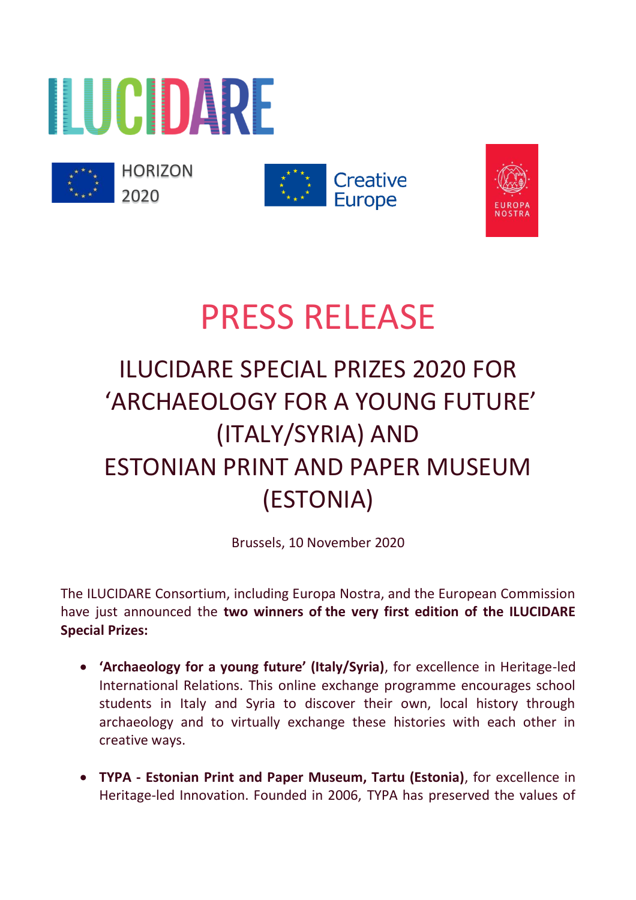ILUCIDARE

HORIZON 2020

Creative Europe

EUROPA NOSTRA

# PRESS RELEASE

## ILUCIDARE SPECIAL PRIZES 2020 FOR 'ARCHAEOLOGY FOR A YOUNG FUTURE' (ITALY/SYRIA) AND ESTONIAN PRINT AND PAPER MUSEUM (ESTONIA)

Brussels, 10 November 2020

The ILUCIDARE Consortium, including Europa Nostra, and the European Commission have just announced the **two winners of the very first edition of the ILUCIDARE Special Prizes:**

- **'Archaeology for a young future' (Italy/Syria)**, for excellence in Heritage-led International Relations. This online exchange programme encourages school students in Italy and Syria to discover their own, local history through archaeology and to virtually exchange these histories with each other in creative ways.

- **TYPA - Estonian Print and Paper Museum, Tartu (Estonia)**, for excellence in Heritage-led Innovation. Founded in 2006, TYPA has preserved the values of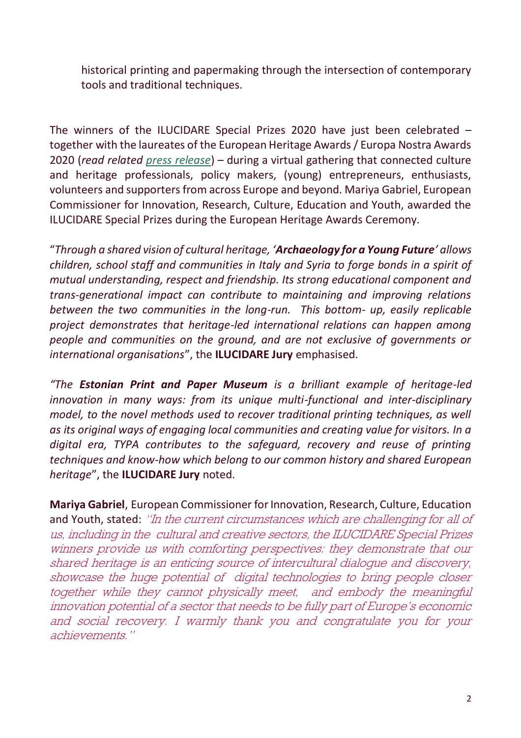historical printing and papermaking through the intersection of contemporary tools and traditional techniques.

The winners of the ILUCIDARE Special Prizes 2020 have just been celebrated – together with the laureates of the European Heritage Awards / Europa Nostra Awards 2020 (*read related press release*) – during a virtual gathering that connected culture and heritage professionals, policy makers, (young) entrepreneurs, enthusiasts, volunteers and supporters from across Europe and beyond. Mariya Gabriel, European Commissioner for Innovation, Research, Culture, Education and Youth, awarded the ILUCIDARE Special Prizes during the European Heritage Awards Ceremony.

"*Through a shared vision of cultural heritage, '**Archaeology for a Young Future**' allows children, school staff and communities in Italy and Syria to forge bonds in a spirit of mutual understanding, respect and friendship. Its strong educational component and trans-generational impact can contribute to maintaining and improving relations between the two communities in the long-run. This bottom- up, easily replicable project demonstrates that heritage-led international relations can happen among people and communities on the ground, and are not exclusive of governments or international organisations*", the **ILUCIDARE Jury** emphasised.

*"The **Estonian Print and Paper Museum** is a brilliant example of heritage-led innovation in many ways: from its unique multi-functional and inter-disciplinary model, to the novel methods used to recover traditional printing techniques, as well as its original ways of engaging local communities and creating value for visitors. In a digital era, TYPA contributes to the safeguard, recovery and reuse of printing techniques and know-how which belong to our common history and shared European heritage*", the **ILUCIDARE Jury** noted.

**Mariya Gabriel**, European Commissioner for Innovation, Research, Culture, Education and Youth, stated: *"In the current circumstances which are challenging for all of us, including in the cultural and creative sectors, the ILUCIDARE Special Prizes winners provide us with comforting perspectives: they demonstrate that our shared heritage is an enticing source of intercultural dialogue and discovery, showcase the huge potential of digital technologies to bring people closer together while they cannot physically meet, and embody the meaningful innovation potential of a sector that needs to be fully part of Europe's economic and social recovery. I warmly thank you and congratulate you for your achievements."*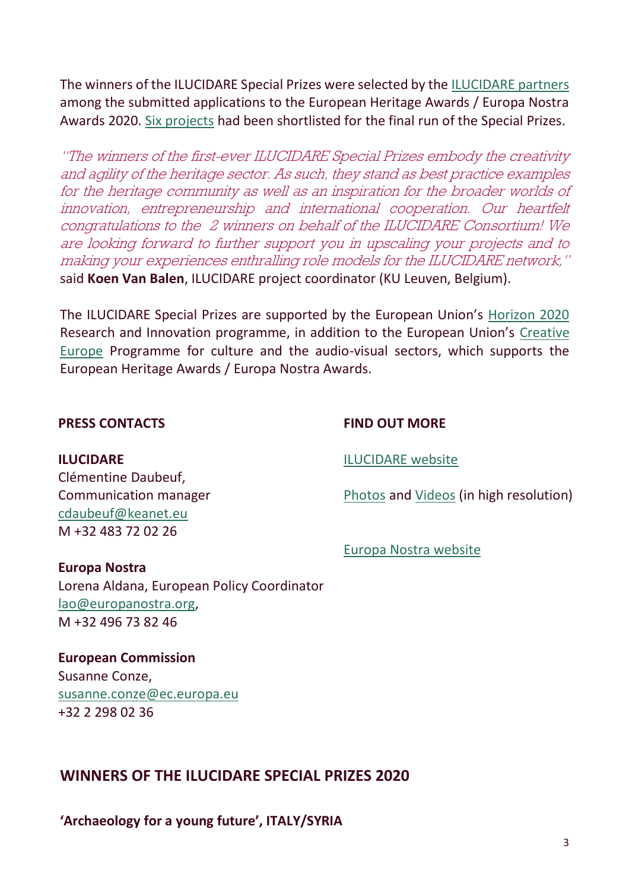The winners of the ILUCIDARE Special Prizes were selected by the ILUCIDARE partners among the submitted applications to the European Heritage Awards / Europa Nostra Awards 2020. Six projects had been shortlisted for the final run of the Special Prizes.

*"The winners of the first-ever ILUCIDARE Special Prizes embody the creativity and agility of the heritage sector. As such, they stand as best practice examples for the heritage community as well as an inspiration for the broader worlds of innovation, entrepreneurship and international cooperation. Our heartfelt congratulations to the 2 winners on behalf of the ILUCIDARE Consortium! We are looking forward to further support you in upscaling your projects and to making your experiences enthralling role models for the ILUCIDARE network,"* said **Koen Van Balen**, ILUCIDARE project coordinator (KU Leuven, Belgium).

The ILUCIDARE Special Prizes are supported by the European Union's Horizon 2020 Research and Innovation programme, in addition to the European Union's Creative Europe Programme for culture and the audio-visual sectors, which supports the European Heritage Awards / Europa Nostra Awards.

**PRESS CONTACTS**

**ILUCIDARE**
Clémentine Daubeuf,
Communication manager
cdaubeuf@keanet.eu
M +32 483 72 02 26

**Europa Nostra**
Lorena Aldana, European Policy Coordinator
lao@europanostra.org,
M +32 496 73 82 46

**European Commission**
Susanne Conze,
susanne.conze@ec.europa.eu
+32 2 298 02 36

**FIND OUT MORE**

ILUCIDARE website

Photos and Videos (in high resolution)

Europa Nostra website

## WINNERS OF THE ILUCIDARE SPECIAL PRIZES 2020

**'Archaeology for a young future', ITALY/SYRIA**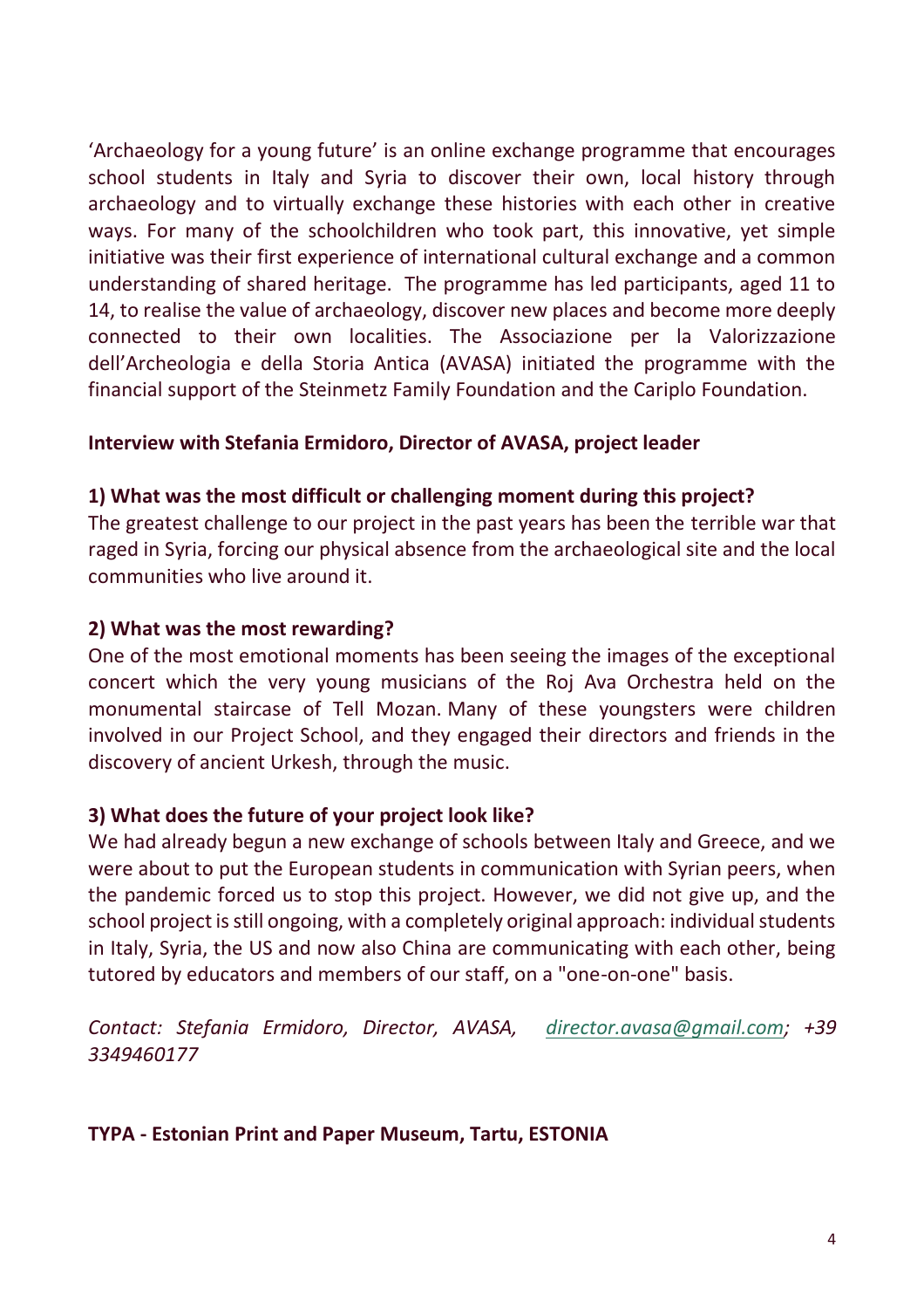'Archaeology for a young future' is an online exchange programme that encourages school students in Italy and Syria to discover their own, local history through archaeology and to virtually exchange these histories with each other in creative ways. For many of the schoolchildren who took part, this innovative, yet simple initiative was their first experience of international cultural exchange and a common understanding of shared heritage. The programme has led participants, aged 11 to 14, to realise the value of archaeology, discover new places and become more deeply connected to their own localities. The Associazione per la Valorizzazione dell'Archeologia e della Storia Antica (AVASA) initiated the programme with the financial support of the Steinmetz Family Foundation and the Cariplo Foundation.

**Interview with Stefania Ermidoro, Director of AVASA, project leader**

**1) What was the most difficult or challenging moment during this project?**

The greatest challenge to our project in the past years has been the terrible war that raged in Syria, forcing our physical absence from the archaeological site and the local communities who live around it.

**2) What was the most rewarding?**

One of the most emotional moments has been seeing the images of the exceptional concert which the very young musicians of the Roj Ava Orchestra held on the monumental staircase of Tell Mozan. Many of these youngsters were children involved in our Project School, and they engaged their directors and friends in the discovery of ancient Urkesh, through the music.

**3) What does the future of your project look like?**

We had already begun a new exchange of schools between Italy and Greece, and we were about to put the European students in communication with Syrian peers, when the pandemic forced us to stop this project. However, we did not give up, and the school project is still ongoing, with a completely original approach: individual students in Italy, Syria, the US and now also China are communicating with each other, being tutored by educators and members of our staff, on a "one-on-one" basis.

*Contact: Stefania Ermidoro, Director, AVASA, director.avasa@gmail.com; +39 3349460177*

**TYPA - Estonian Print and Paper Museum, Tartu, ESTONIA**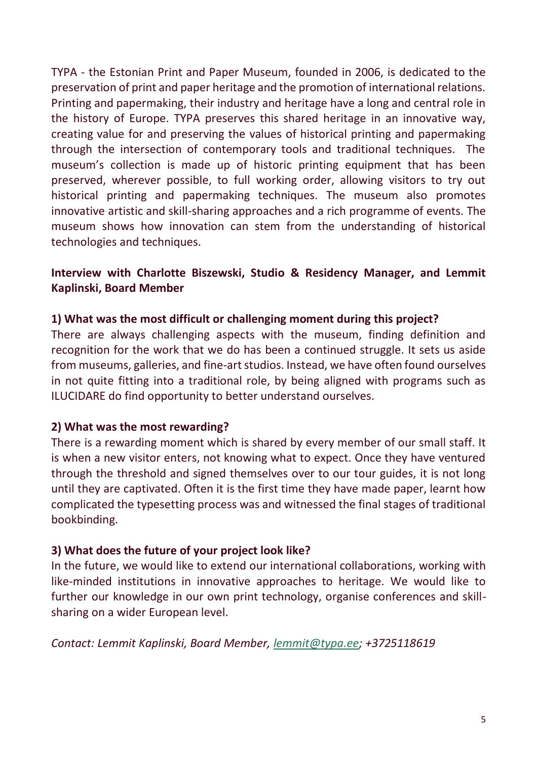TYPA - the Estonian Print and Paper Museum, founded in 2006, is dedicated to the preservation of print and paper heritage and the promotion of international relations. Printing and papermaking, their industry and heritage have a long and central role in the history of Europe. TYPA preserves this shared heritage in an innovative way, creating value for and preserving the values of historical printing and papermaking through the intersection of contemporary tools and traditional techniques. The museum's collection is made up of historic printing equipment that has been preserved, wherever possible, to full working order, allowing visitors to try out historical printing and papermaking techniques. The museum also promotes innovative artistic and skill-sharing approaches and a rich programme of events. The museum shows how innovation can stem from the understanding of historical technologies and techniques.

**Interview with Charlotte Biszewski, Studio & Residency Manager, and Lemmit Kaplinski, Board Member**

**1) What was the most difficult or challenging moment during this project?**

There are always challenging aspects with the museum, finding definition and recognition for the work that we do has been a continued struggle. It sets us aside from museums, galleries, and fine-art studios. Instead, we have often found ourselves in not quite fitting into a traditional role, by being aligned with programs such as ILUCIDARE do find opportunity to better understand ourselves.

**2) What was the most rewarding?**

There is a rewarding moment which is shared by every member of our small staff. It is when a new visitor enters, not knowing what to expect. Once they have ventured through the threshold and signed themselves over to our tour guides, it is not long until they are captivated. Often it is the first time they have made paper, learnt how complicated the typesetting process was and witnessed the final stages of traditional bookbinding.

**3) What does the future of your project look like?**

In the future, we would like to extend our international collaborations, working with like-minded institutions in innovative approaches to heritage. We would like to further our knowledge in our own print technology, organise conferences and skill-sharing on a wider European level.

*Contact: Lemmit Kaplinski, Board Member, [lemmit@typa.ee](mailto:lemmit@typa.ee); +3725118619*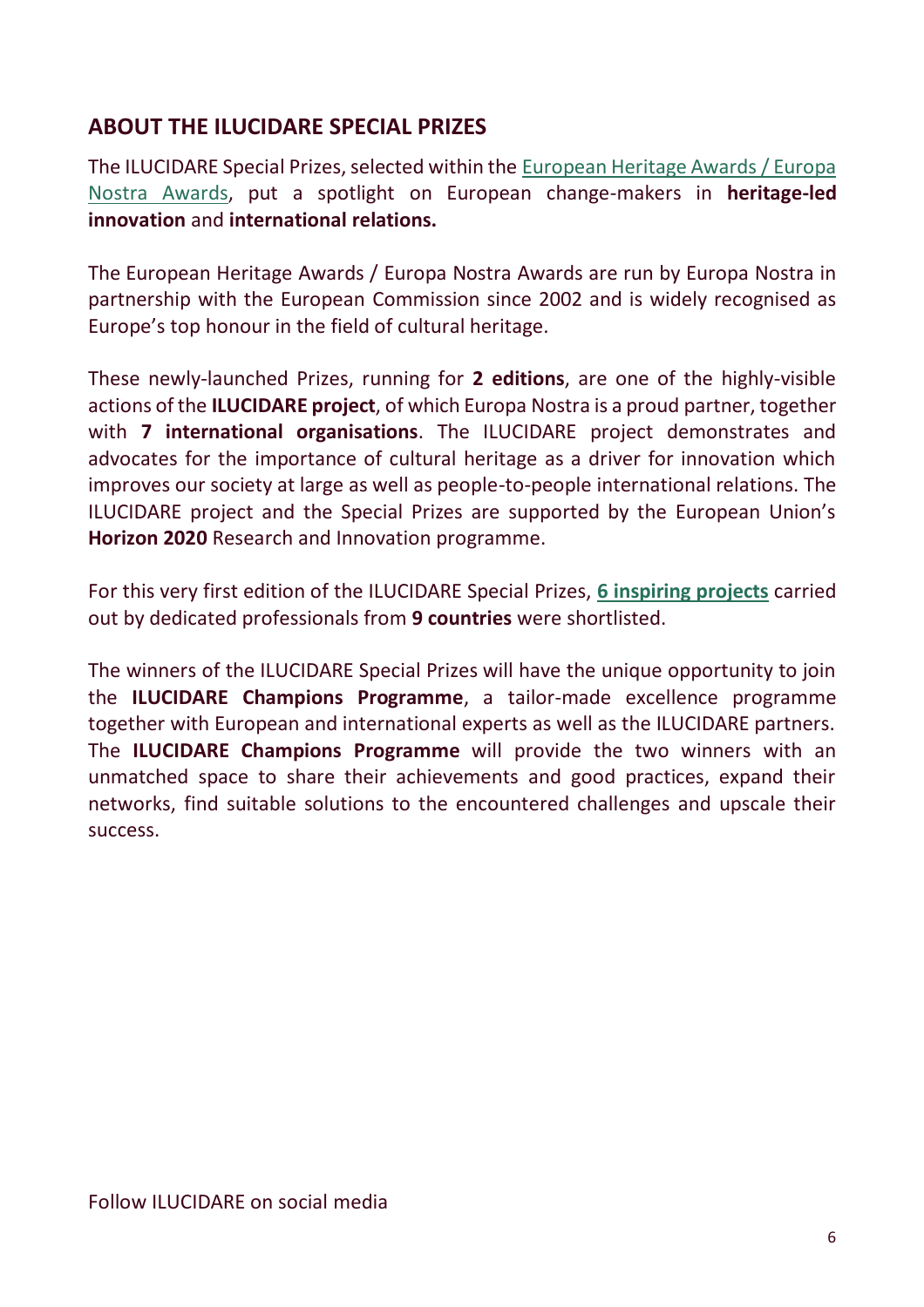## ABOUT THE ILUCIDARE SPECIAL PRIZES

The ILUCIDARE Special Prizes, selected within the European Heritage Awards / Europa Nostra Awards, put a spotlight on European change-makers in **heritage-led innovation** and **international relations.**

The European Heritage Awards / Europa Nostra Awards are run by Europa Nostra in partnership with the European Commission since 2002 and is widely recognised as Europe's top honour in the field of cultural heritage.

These newly-launched Prizes, running for **2 editions**, are one of the highly-visible actions of the **ILUCIDARE project**, of which Europa Nostra is a proud partner, together with **7 international organisations**. The ILUCIDARE project demonstrates and advocates for the importance of cultural heritage as a driver for innovation which improves our society at large as well as people-to-people international relations. The ILUCIDARE project and the Special Prizes are supported by the European Union's **Horizon 2020** Research and Innovation programme.

For this very first edition of the ILUCIDARE Special Prizes, **6 inspiring projects** carried out by dedicated professionals from **9 countries** were shortlisted.

The winners of the ILUCIDARE Special Prizes will have the unique opportunity to join the **ILUCIDARE Champions Programme**, a tailor-made excellence programme together with European and international experts as well as the ILUCIDARE partners. The **ILUCIDARE Champions Programme** will provide the two winners with an unmatched space to share their achievements and good practices, expand their networks, find suitable solutions to the encountered challenges and upscale their success.

Follow ILUCIDARE on social media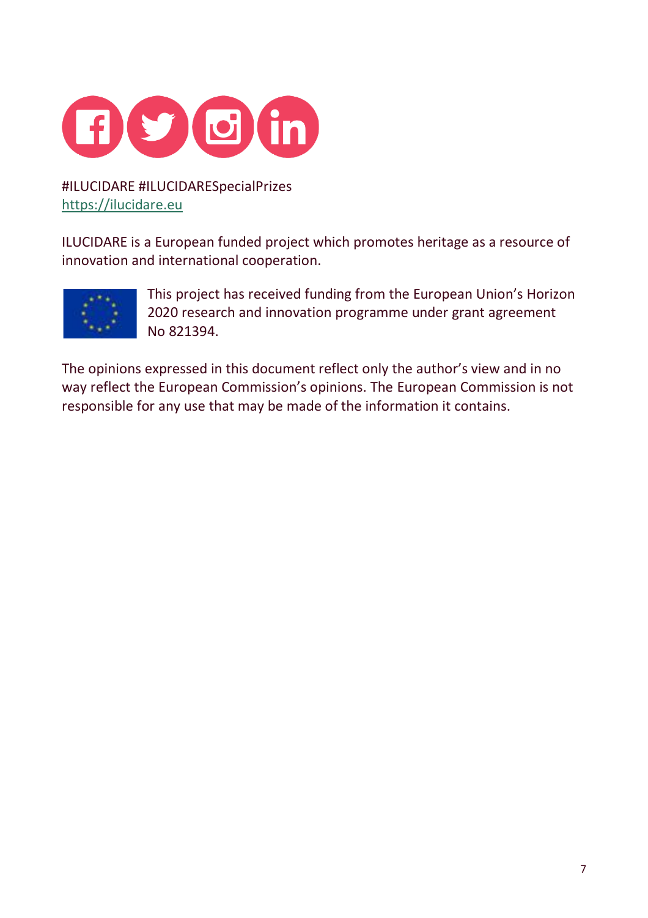#ILUCIDARE #ILUCIDARESpecialPrizes
https://ilucidare.eu

ILUCIDARE is a European funded project which promotes heritage as a resource of innovation and international cooperation.

This project has received funding from the European Union's Horizon 2020 research and innovation programme under grant agreement No 821394.

The opinions expressed in this document reflect only the author's view and in no way reflect the European Commission's opinions. The European Commission is not responsible for any use that may be made of the information it contains.